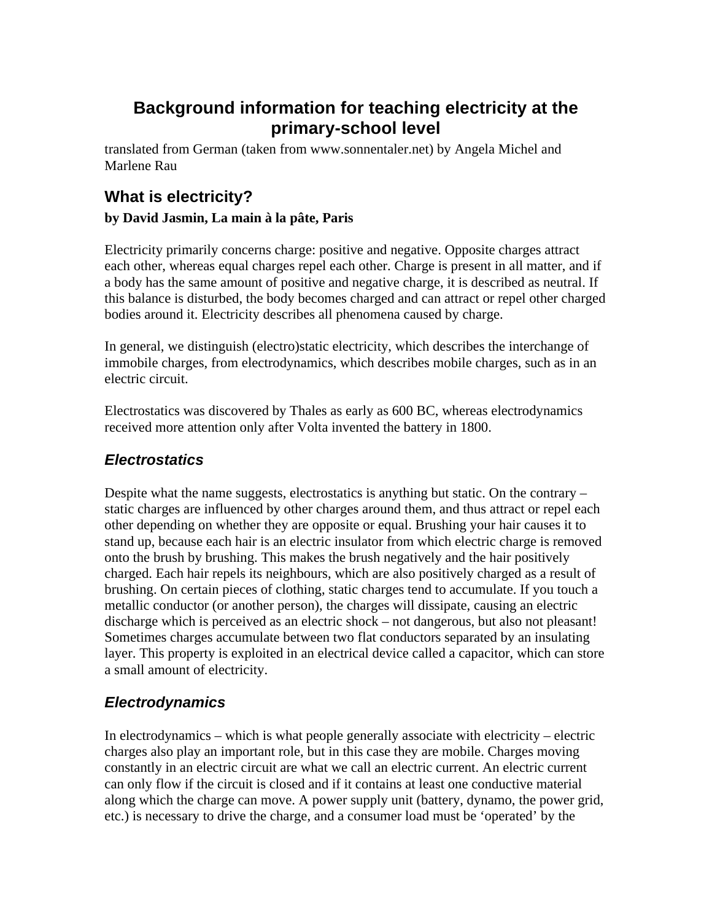# Background information for teaching electricity at the primary-school level

translated from German (taken from www.sonnentaler.net) by Angela Michel and Marlene Rau

## What is electricity?

**by David Jasmin, La main à la pâte, Paris**

Electricity primarily concerns charge: positive and negative. Opposite charges attract each other, whereas equal charges repel each other. Charge is present in all matter, and if a body has the same amount of positive and negative charge, it is described as neutral. If this balance is disturbed, the body becomes charged and can attract or repel other charged bodies around it. Electricity describes all phenomena caused by charge.

In general, we distinguish (electro)static electricity, which describes the interchange of immobile charges, from electrodynamics, which describes mobile charges, such as in an electric circuit.

Electrostatics was discovered by Thales as early as 600 BC, whereas electrodynamics received more attention only after Volta invented the battery in 1800.

### *Electrostatics*

Despite what the name suggests, electrostatics is anything but static. On the contrary – static charges are influenced by other charges around them, and thus attract or repel each other depending on whether they are opposite or equal. Brushing your hair causes it to stand up, because each hair is an electric insulator from which electric charge is removed onto the brush by brushing. This makes the brush negatively and the hair positively charged. Each hair repels its neighbours, which are also positively charged as a result of brushing. On certain pieces of clothing, static charges tend to accumulate. If you touch a metallic conductor (or another person), the charges will dissipate, causing an electric discharge which is perceived as an electric shock – not dangerous, but also not pleasant! Sometimes charges accumulate between two flat conductors separated by an insulating layer. This property is exploited in an electrical device called a capacitor, which can store a small amount of electricity.

### *Electrodynamics*

In electrodynamics – which is what people generally associate with electricity – electric charges also play an important role, but in this case they are mobile. Charges moving constantly in an electric circuit are what we call an electric current. An electric current can only flow if the circuit is closed and if it contains at least one conductive material along which the charge can move. A power supply unit (battery, dynamo, the power grid, etc.) is necessary to drive the charge, and a consumer load must be 'operated' by the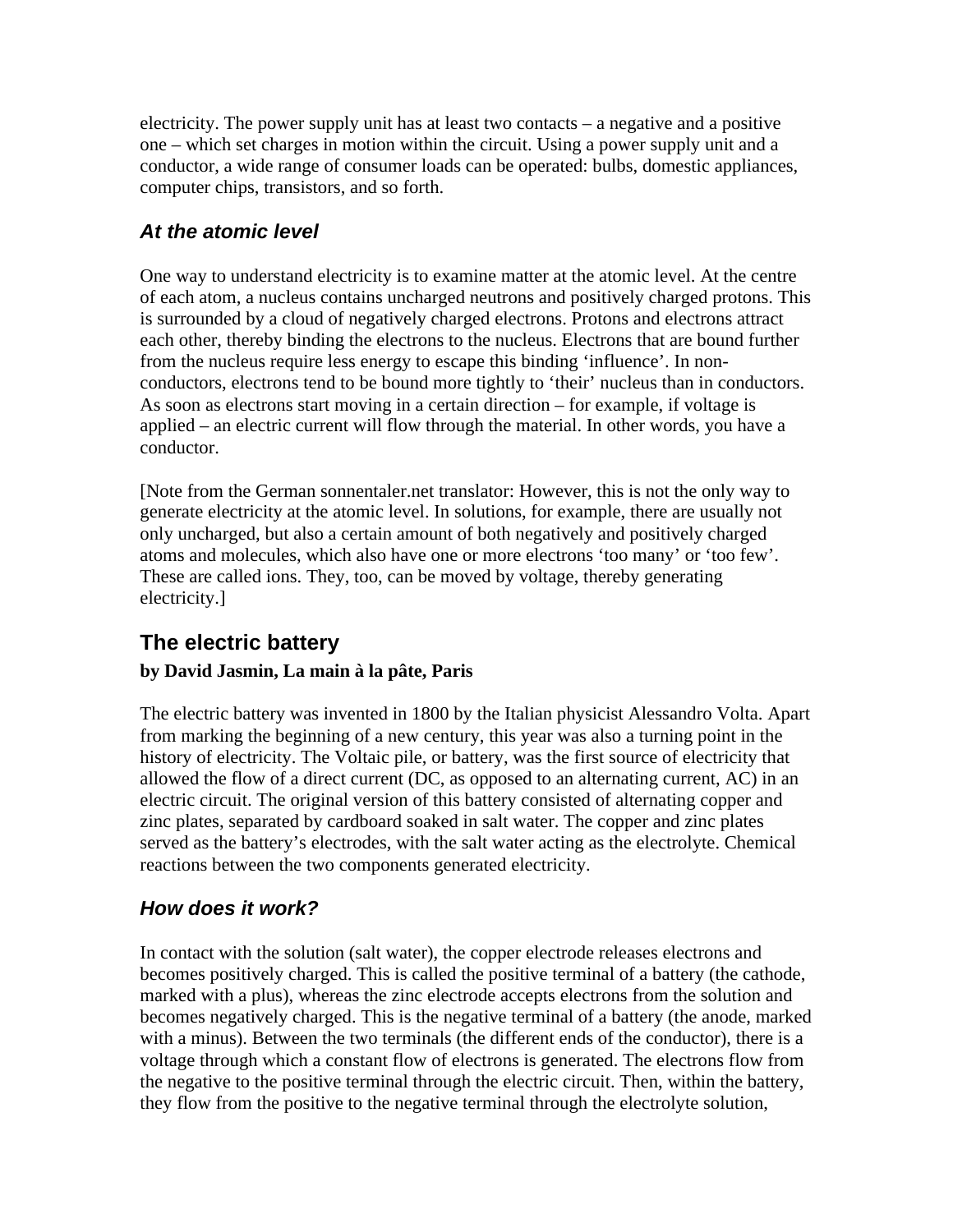electricity. The power supply unit has at least two contacts – a negative and a positive one – which set charges in motion within the circuit. Using a power supply unit and a conductor, a wide range of consumer loads can be operated: bulbs, domestic appliances, computer chips, transistors, and so forth.

### *At the atomic level*

One way to understand electricity is to examine matter at the atomic level. At the centre of each atom, a nucleus contains uncharged neutrons and positively charged protons. This is surrounded by a cloud of negatively charged electrons. Protons and electrons attract each other, thereby binding the electrons to the nucleus. Electrons that are bound further from the nucleus require less energy to escape this binding 'influence'. In non-conductors, electrons tend to be bound more tightly to 'their' nucleus than in conductors. As soon as electrons start moving in a certain direction – for example, if voltage is applied – an electric current will flow through the material. In other words, you have a conductor.

[Note from the German sonnentaler.net translator: However, this is not the only way to generate electricity at the atomic level. In solutions, for example, there are usually not only uncharged, but also a certain amount of both negatively and positively charged atoms and molecules, which also have one or more electrons 'too many' or 'too few'. These are called ions. They, too, can be moved by voltage, thereby generating electricity.]

## The electric battery

**by David Jasmin, La main à la pâte, Paris**

The electric battery was invented in 1800 by the Italian physicist Alessandro Volta. Apart from marking the beginning of a new century, this year was also a turning point in the history of electricity. The Voltaic pile, or battery, was the first source of electricity that allowed the flow of a direct current (DC, as opposed to an alternating current, AC) in an electric circuit. The original version of this battery consisted of alternating copper and zinc plates, separated by cardboard soaked in salt water. The copper and zinc plates served as the battery's electrodes, with the salt water acting as the electrolyte. Chemical reactions between the two components generated electricity.

### *How does it work?*

In contact with the solution (salt water), the copper electrode releases electrons and becomes positively charged. This is called the positive terminal of a battery (the cathode, marked with a plus), whereas the zinc electrode accepts electrons from the solution and becomes negatively charged. This is the negative terminal of a battery (the anode, marked with a minus). Between the two terminals (the different ends of the conductor), there is a voltage through which a constant flow of electrons is generated. The electrons flow from the negative to the positive terminal through the electric circuit. Then, within the battery, they flow from the positive to the negative terminal through the electrolyte solution,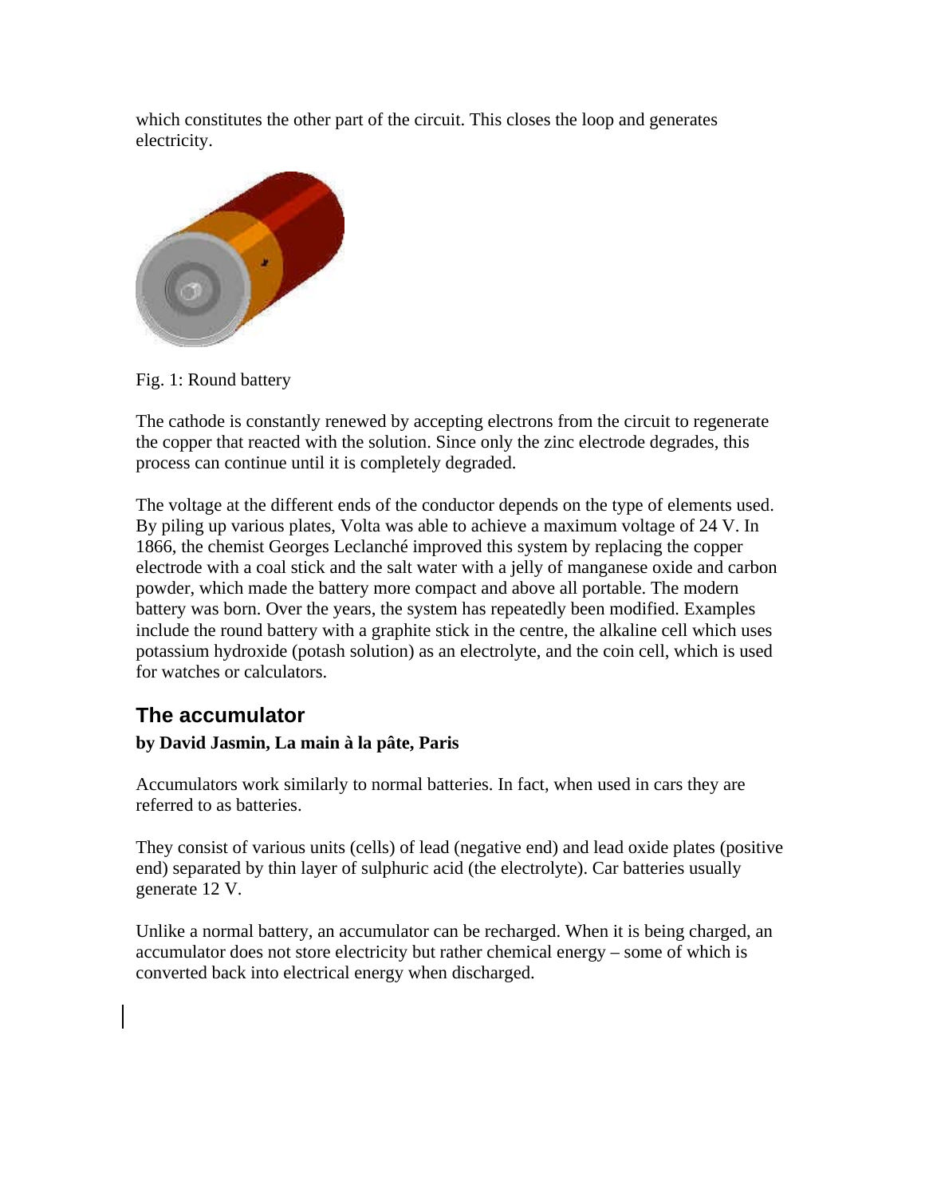which constitutes the other part of the circuit. This closes the loop and generates electricity.

Fig. 1: Round battery

The cathode is constantly renewed by accepting electrons from the circuit to regenerate the copper that reacted with the solution. Since only the zinc electrode degrades, this process can continue until it is completely degraded.

The voltage at the different ends of the conductor depends on the type of elements used. By piling up various plates, Volta was able to achieve a maximum voltage of 24 V. In 1866, the chemist Georges Leclanché improved this system by replacing the copper electrode with a coal stick and the salt water with a jelly of manganese oxide and carbon powder, which made the battery more compact and above all portable. The modern battery was born. Over the years, the system has repeatedly been modified. Examples include the round battery with a graphite stick in the centre, the alkaline cell which uses potassium hydroxide (potash solution) as an electrolyte, and the coin cell, which is used for watches or calculators.

## The accumulator

**by David Jasmin, La main à la pâte, Paris**

Accumulators work similarly to normal batteries. In fact, when used in cars they are referred to as batteries.

They consist of various units (cells) of lead (negative end) and lead oxide plates (positive end) separated by thin layer of sulphuric acid (the electrolyte). Car batteries usually generate 12 V.

Unlike a normal battery, an accumulator can be recharged. When it is being charged, an accumulator does not store electricity but rather chemical energy – some of which is converted back into electrical energy when discharged.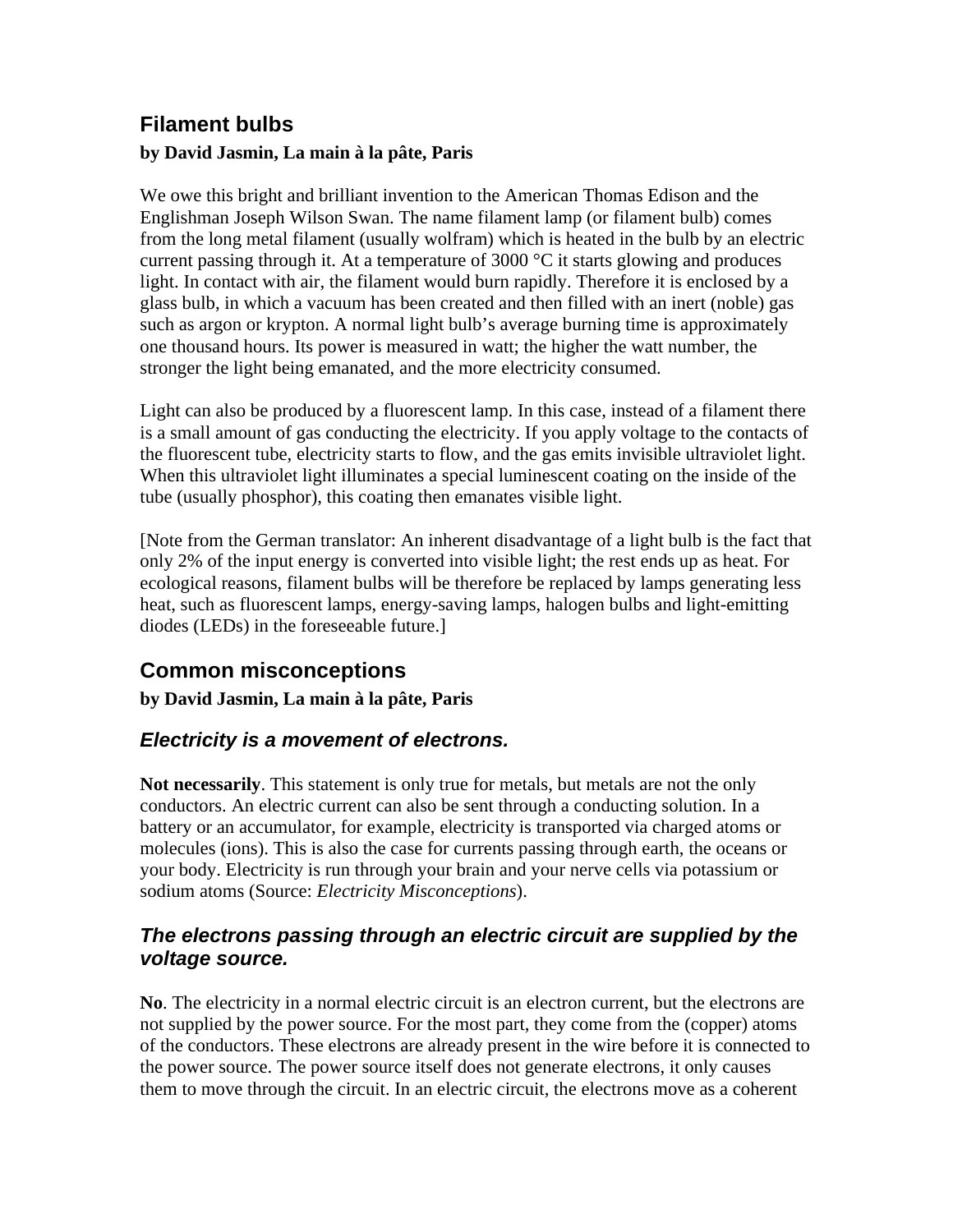## Filament bulbs

**by David Jasmin, La main à la pâte, Paris**

We owe this bright and brilliant invention to the American Thomas Edison and the Englishman Joseph Wilson Swan. The name filament lamp (or filament bulb) comes from the long metal filament (usually wolfram) which is heated in the bulb by an electric current passing through it. At a temperature of 3000 °C it starts glowing and produces light. In contact with air, the filament would burn rapidly. Therefore it is enclosed by a glass bulb, in which a vacuum has been created and then filled with an inert (noble) gas such as argon or krypton. A normal light bulb's average burning time is approximately one thousand hours. Its power is measured in watt; the higher the watt number, the stronger the light being emanated, and the more electricity consumed.

Light can also be produced by a fluorescent lamp. In this case, instead of a filament there is a small amount of gas conducting the electricity. If you apply voltage to the contacts of the fluorescent tube, electricity starts to flow, and the gas emits invisible ultraviolet light. When this ultraviolet light illuminates a special luminescent coating on the inside of the tube (usually phosphor), this coating then emanates visible light.

[Note from the German translator: An inherent disadvantage of a light bulb is the fact that only 2% of the input energy is converted into visible light; the rest ends up as heat. For ecological reasons, filament bulbs will be therefore be replaced by lamps generating less heat, such as fluorescent lamps, energy-saving lamps, halogen bulbs and light-emitting diodes (LEDs) in the foreseeable future.]

## Common misconceptions

**by David Jasmin, La main à la pâte, Paris**

### *Electricity is a movement of electrons.*

**Not necessarily**. This statement is only true for metals, but metals are not the only conductors. An electric current can also be sent through a conducting solution. In a battery or an accumulator, for example, electricity is transported via charged atoms or molecules (ions). This is also the case for currents passing through earth, the oceans or your body. Electricity is run through your brain and your nerve cells via potassium or sodium atoms (Source: *Electricity Misconceptions*).

### *The electrons passing through an electric circuit are supplied by the voltage source.*

**No**. The electricity in a normal electric circuit is an electron current, but the electrons are not supplied by the power source. For the most part, they come from the (copper) atoms of the conductors. These electrons are already present in the wire before it is connected to the power source. The power source itself does not generate electrons, it only causes them to move through the circuit. In an electric circuit, the electrons move as a coherent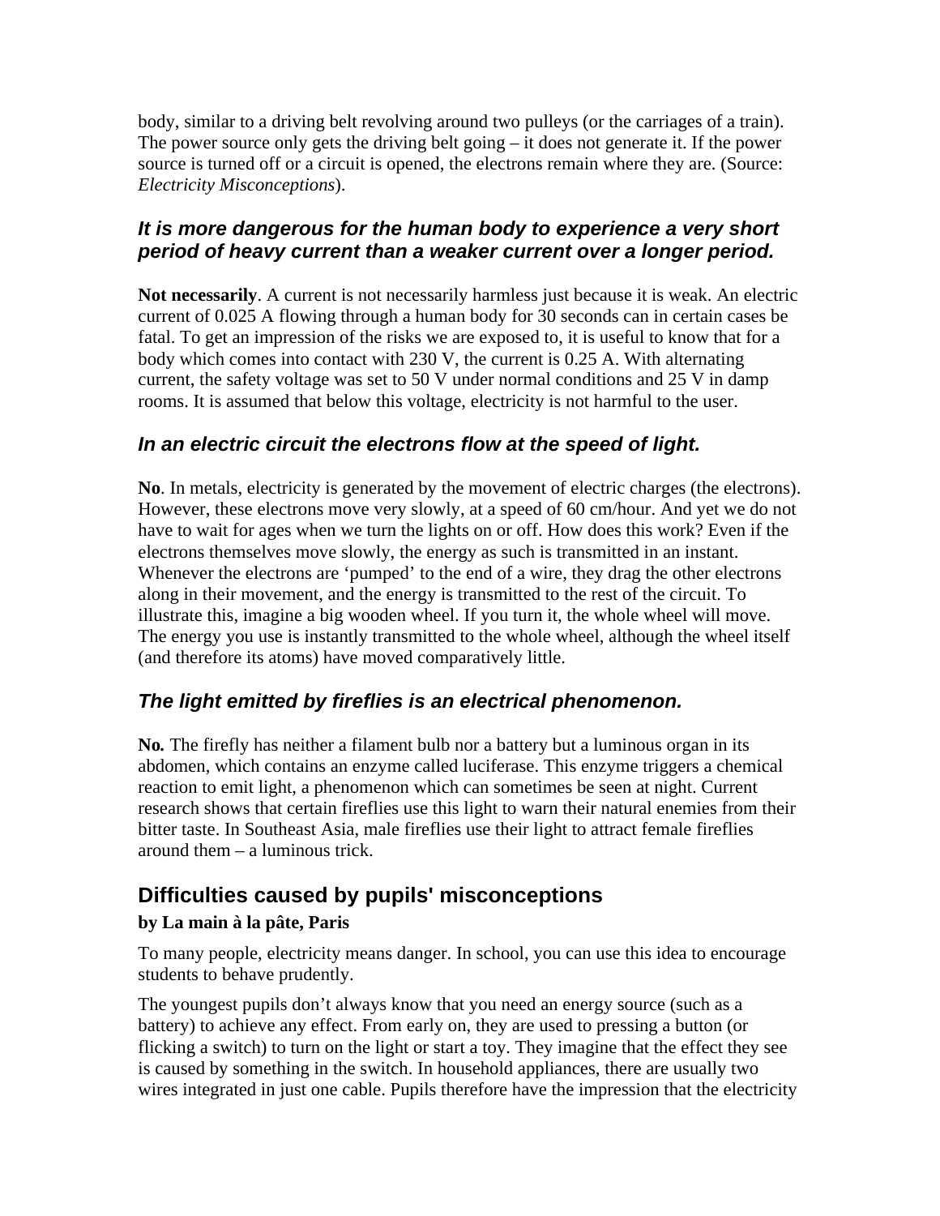body, similar to a driving belt revolving around two pulleys (or the carriages of a train). The power source only gets the driving belt going – it does not generate it. If the power source is turned off or a circuit is opened, the electrons remain where they are. (Source: *Electricity Misconceptions*).

### *It is more dangerous for the human body to experience a very short period of heavy current than a weaker current over a longer period.*

**Not necessarily**. A current is not necessarily harmless just because it is weak. An electric current of 0.025 A flowing through a human body for 30 seconds can in certain cases be fatal. To get an impression of the risks we are exposed to, it is useful to know that for a body which comes into contact with 230 V, the current is 0.25 A. With alternating current, the safety voltage was set to 50 V under normal conditions and 25 V in damp rooms. It is assumed that below this voltage, electricity is not harmful to the user.

### *In an electric circuit the electrons flow at the speed of light.*

**No**. In metals, electricity is generated by the movement of electric charges (the electrons). However, these electrons move very slowly, at a speed of 60 cm/hour. And yet we do not have to wait for ages when we turn the lights on or off. How does this work? Even if the electrons themselves move slowly, the energy as such is transmitted in an instant. Whenever the electrons are 'pumped' to the end of a wire, they drag the other electrons along in their movement, and the energy is transmitted to the rest of the circuit. To illustrate this, imagine a big wooden wheel. If you turn it, the whole wheel will move. The energy you use is instantly transmitted to the whole wheel, although the wheel itself (and therefore its atoms) have moved comparatively little.

### *The light emitted by fireflies is an electrical phenomenon.*

**No.** The firefly has neither a filament bulb nor a battery but a luminous organ in its abdomen, which contains an enzyme called luciferase. This enzyme triggers a chemical reaction to emit light, a phenomenon which can sometimes be seen at night. Current research shows that certain fireflies use this light to warn their natural enemies from their bitter taste. In Southeast Asia, male fireflies use their light to attract female fireflies around them – a luminous trick.

## Difficulties caused by pupils' misconceptions

**by La main à la pâte, Paris**

To many people, electricity means danger. In school, you can use this idea to encourage students to behave prudently.

The youngest pupils don't always know that you need an energy source (such as a battery) to achieve any effect. From early on, they are used to pressing a button (or flicking a switch) to turn on the light or start a toy. They imagine that the effect they see is caused by something in the switch. In household appliances, there are usually two wires integrated in just one cable. Pupils therefore have the impression that the electricity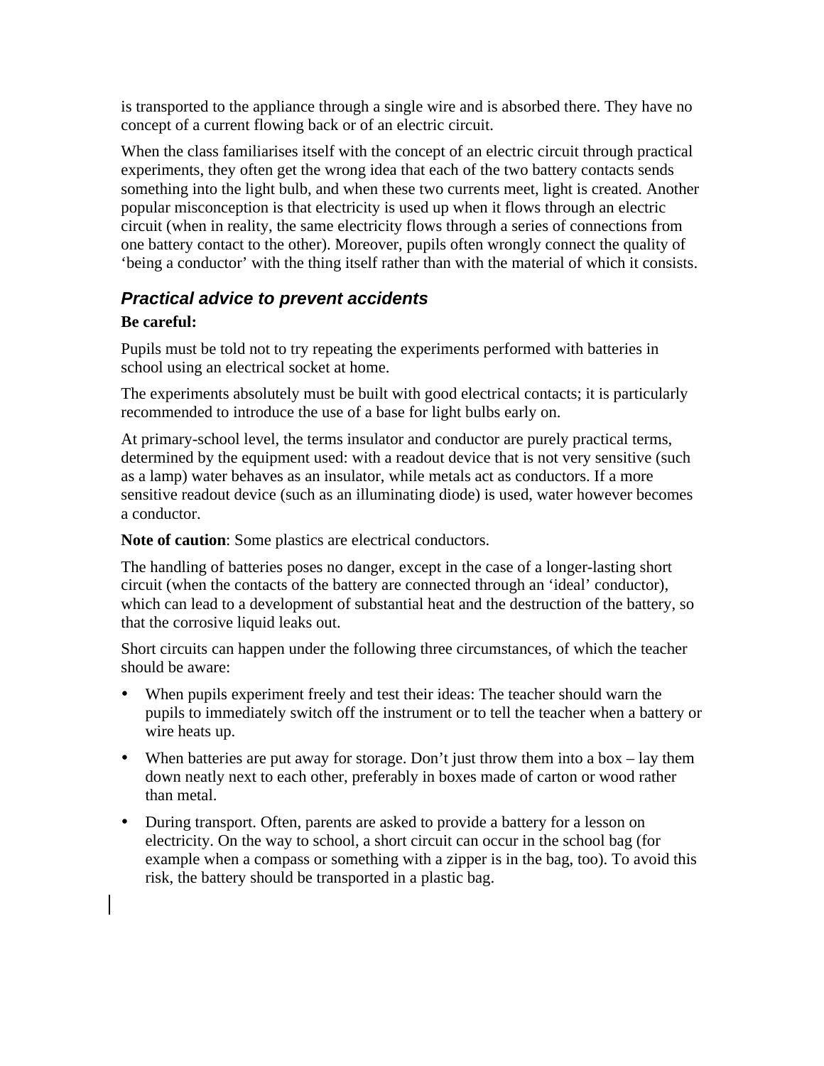is transported to the appliance through a single wire and is absorbed there. They have no concept of a current flowing back or of an electric circuit.

When the class familiarises itself with the concept of an electric circuit through practical experiments, they often get the wrong idea that each of the two battery contacts sends something into the light bulb, and when these two currents meet, light is created. Another popular misconception is that electricity is used up when it flows through an electric circuit (when in reality, the same electricity flows through a series of connections from one battery contact to the other). Moreover, pupils often wrongly connect the quality of ‘being a conductor’ with the thing itself rather than with the material of which it consists.

### *Practical advice to prevent accidents*

**Be careful:**

Pupils must be told not to try repeating the experiments performed with batteries in school using an electrical socket at home.

The experiments absolutely must be built with good electrical contacts; it is particularly recommended to introduce the use of a base for light bulbs early on.

At primary-school level, the terms insulator and conductor are purely practical terms, determined by the equipment used: with a readout device that is not very sensitive (such as a lamp) water behaves as an insulator, while metals act as conductors. If a more sensitive readout device (such as an illuminating diode) is used, water however becomes a conductor.

**Note of caution**: Some plastics are electrical conductors.

The handling of batteries poses no danger, except in the case of a longer-lasting short circuit (when the contacts of the battery are connected through an ‘ideal’ conductor), which can lead to a development of substantial heat and the destruction of the battery, so that the corrosive liquid leaks out.

Short circuits can happen under the following three circumstances, of which the teacher should be aware:

- When pupils experiment freely and test their ideas: The teacher should warn the pupils to immediately switch off the instrument or to tell the teacher when a battery or wire heats up.
- When batteries are put away for storage. Don’t just throw them into a box – lay them down neatly next to each other, preferably in boxes made of carton or wood rather than metal.
- During transport. Often, parents are asked to provide a battery for a lesson on electricity. On the way to school, a short circuit can occur in the school bag (for example when a compass or something with a zipper is in the bag, too). To avoid this risk, the battery should be transported in a plastic bag.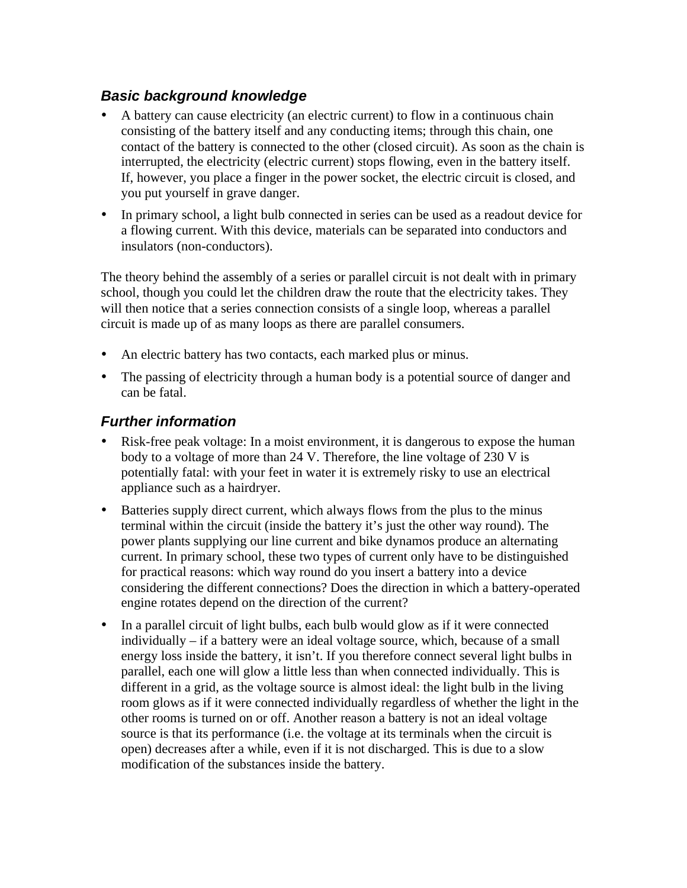### *Basic background knowledge*

- A battery can cause electricity (an electric current) to flow in a continuous chain consisting of the battery itself and any conducting items; through this chain, one contact of the battery is connected to the other (closed circuit). As soon as the chain is interrupted, the electricity (electric current) stops flowing, even in the battery itself. If, however, you place a finger in the power socket, the electric circuit is closed, and you put yourself in grave danger.
- In primary school, a light bulb connected in series can be used as a readout device for a flowing current. With this device, materials can be separated into conductors and insulators (non-conductors).

The theory behind the assembly of a series or parallel circuit is not dealt with in primary school, though you could let the children draw the route that the electricity takes. They will then notice that a series connection consists of a single loop, whereas a parallel circuit is made up of as many loops as there are parallel consumers.

- An electric battery has two contacts, each marked plus or minus.
- The passing of electricity through a human body is a potential source of danger and can be fatal.

### *Further information*

- Risk-free peak voltage: In a moist environment, it is dangerous to expose the human body to a voltage of more than 24 V. Therefore, the line voltage of 230 V is potentially fatal: with your feet in water it is extremely risky to use an electrical appliance such as a hairdryer.
- Batteries supply direct current, which always flows from the plus to the minus terminal within the circuit (inside the battery it's just the other way round). The power plants supplying our line current and bike dynamos produce an alternating current. In primary school, these two types of current only have to be distinguished for practical reasons: which way round do you insert a battery into a device considering the different connections? Does the direction in which a battery-operated engine rotates depend on the direction of the current?
- In a parallel circuit of light bulbs, each bulb would glow as if it were connected individually – if a battery were an ideal voltage source, which, because of a small energy loss inside the battery, it isn't. If you therefore connect several light bulbs in parallel, each one will glow a little less than when connected individually. This is different in a grid, as the voltage source is almost ideal: the light bulb in the living room glows as if it were connected individually regardless of whether the light in the other rooms is turned on or off. Another reason a battery is not an ideal voltage source is that its performance (i.e. the voltage at its terminals when the circuit is open) decreases after a while, even if it is not discharged. This is due to a slow modification of the substances inside the battery.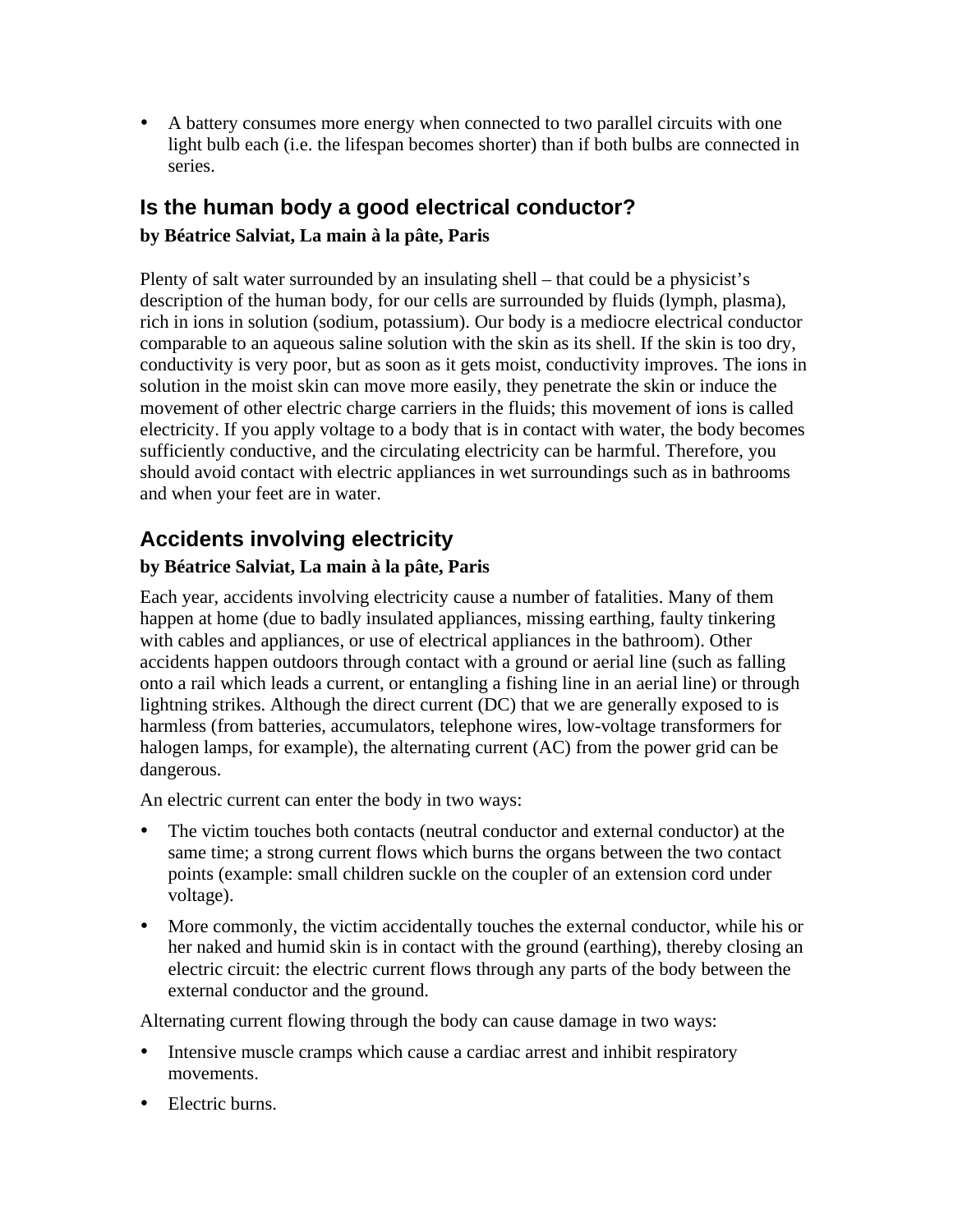- A battery consumes more energy when connected to two parallel circuits with one light bulb each (i.e. the lifespan becomes shorter) than if both bulbs are connected in series.

## Is the human body a good electrical conductor?

**by Béatrice Salviat, La main à la pâte, Paris**

Plenty of salt water surrounded by an insulating shell – that could be a physicist's description of the human body, for our cells are surrounded by fluids (lymph, plasma), rich in ions in solution (sodium, potassium). Our body is a mediocre electrical conductor comparable to an aqueous saline solution with the skin as its shell. If the skin is too dry, conductivity is very poor, but as soon as it gets moist, conductivity improves. The ions in solution in the moist skin can move more easily, they penetrate the skin or induce the movement of other electric charge carriers in the fluids; this movement of ions is called electricity. If you apply voltage to a body that is in contact with water, the body becomes sufficiently conductive, and the circulating electricity can be harmful. Therefore, you should avoid contact with electric appliances in wet surroundings such as in bathrooms and when your feet are in water.

## Accidents involving electricity

**by Béatrice Salviat, La main à la pâte, Paris**

Each year, accidents involving electricity cause a number of fatalities. Many of them happen at home (due to badly insulated appliances, missing earthing, faulty tinkering with cables and appliances, or use of electrical appliances in the bathroom). Other accidents happen outdoors through contact with a ground or aerial line (such as falling onto a rail which leads a current, or entangling a fishing line in an aerial line) or through lightning strikes. Although the direct current (DC) that we are generally exposed to is harmless (from batteries, accumulators, telephone wires, low-voltage transformers for halogen lamps, for example), the alternating current (AC) from the power grid can be dangerous.

An electric current can enter the body in two ways:

- The victim touches both contacts (neutral conductor and external conductor) at the same time; a strong current flows which burns the organs between the two contact points (example: small children suckle on the coupler of an extension cord under voltage).
- More commonly, the victim accidentally touches the external conductor, while his or her naked and humid skin is in contact with the ground (earthing), thereby closing an electric circuit: the electric current flows through any parts of the body between the external conductor and the ground.

Alternating current flowing through the body can cause damage in two ways:

- Intensive muscle cramps which cause a cardiac arrest and inhibit respiratory movements.
- Electric burns.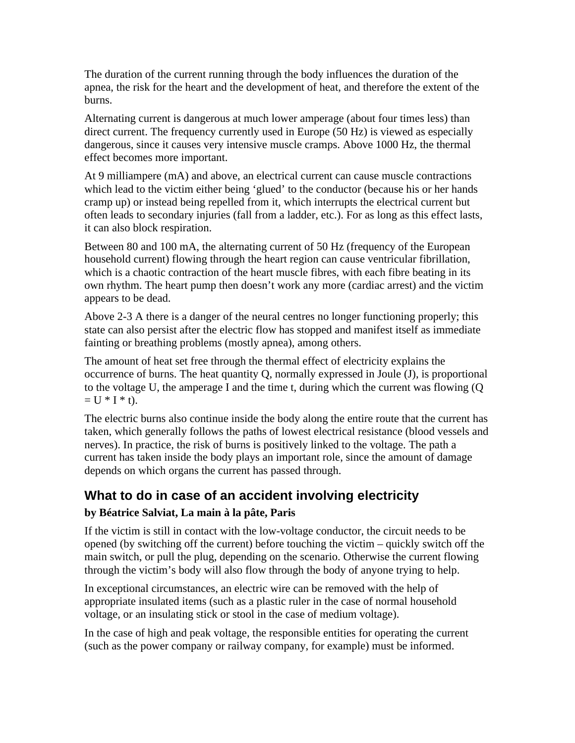The duration of the current running through the body influences the duration of the apnea, the risk for the heart and the development of heat, and therefore the extent of the burns.

Alternating current is dangerous at much lower amperage (about four times less) than direct current. The frequency currently used in Europe (50 Hz) is viewed as especially dangerous, since it causes very intensive muscle cramps. Above 1000 Hz, the thermal effect becomes more important.

At 9 milliampere (mA) and above, an electrical current can cause muscle contractions which lead to the victim either being 'glued' to the conductor (because his or her hands cramp up) or instead being repelled from it, which interrupts the electrical current but often leads to secondary injuries (fall from a ladder, etc.). For as long as this effect lasts, it can also block respiration.

Between 80 and 100 mA, the alternating current of 50 Hz (frequency of the European household current) flowing through the heart region can cause ventricular fibrillation, which is a chaotic contraction of the heart muscle fibres, with each fibre beating in its own rhythm. The heart pump then doesn't work any more (cardiac arrest) and the victim appears to be dead.

Above 2-3 A there is a danger of the neural centres no longer functioning properly; this state can also persist after the electric flow has stopped and manifest itself as immediate fainting or breathing problems (mostly apnea), among others.

The amount of heat set free through the thermal effect of electricity explains the occurrence of burns. The heat quantity Q, normally expressed in Joule (J), is proportional to the voltage U, the amperage I and the time t, during which the current was flowing ($Q = U * I * t$).

The electric burns also continue inside the body along the entire route that the current has taken, which generally follows the paths of lowest electrical resistance (blood vessels and nerves). In practice, the risk of burns is positively linked to the voltage. The path a current has taken inside the body plays an important role, since the amount of damage depends on which organs the current has passed through.

## What to do in case of an accident involving electricity

**by Béatrice Salviat, La main à la pâte, Paris**

If the victim is still in contact with the low-voltage conductor, the circuit needs to be opened (by switching off the current) before touching the victim – quickly switch off the main switch, or pull the plug, depending on the scenario. Otherwise the current flowing through the victim's body will also flow through the body of anyone trying to help.

In exceptional circumstances, an electric wire can be removed with the help of appropriate insulated items (such as a plastic ruler in the case of normal household voltage, or an insulating stick or stool in the case of medium voltage).

In the case of high and peak voltage, the responsible entities for operating the current (such as the power company or railway company, for example) must be informed.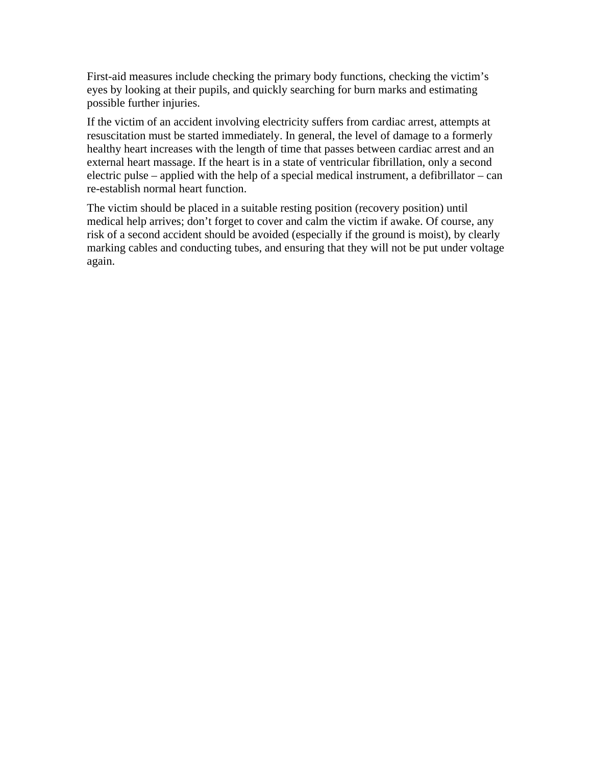First-aid measures include checking the primary body functions, checking the victim’s eyes by looking at their pupils, and quickly searching for burn marks and estimating possible further injuries.

If the victim of an accident involving electricity suffers from cardiac arrest, attempts at resuscitation must be started immediately. In general, the level of damage to a formerly healthy heart increases with the length of time that passes between cardiac arrest and an external heart massage. If the heart is in a state of ventricular fibrillation, only a second electric pulse – applied with the help of a special medical instrument, a defibrillator – can re-establish normal heart function.

The victim should be placed in a suitable resting position (recovery position) until medical help arrives; don’t forget to cover and calm the victim if awake. Of course, any risk of a second accident should be avoided (especially if the ground is moist), by clearly marking cables and conducting tubes, and ensuring that they will not be put under voltage again.